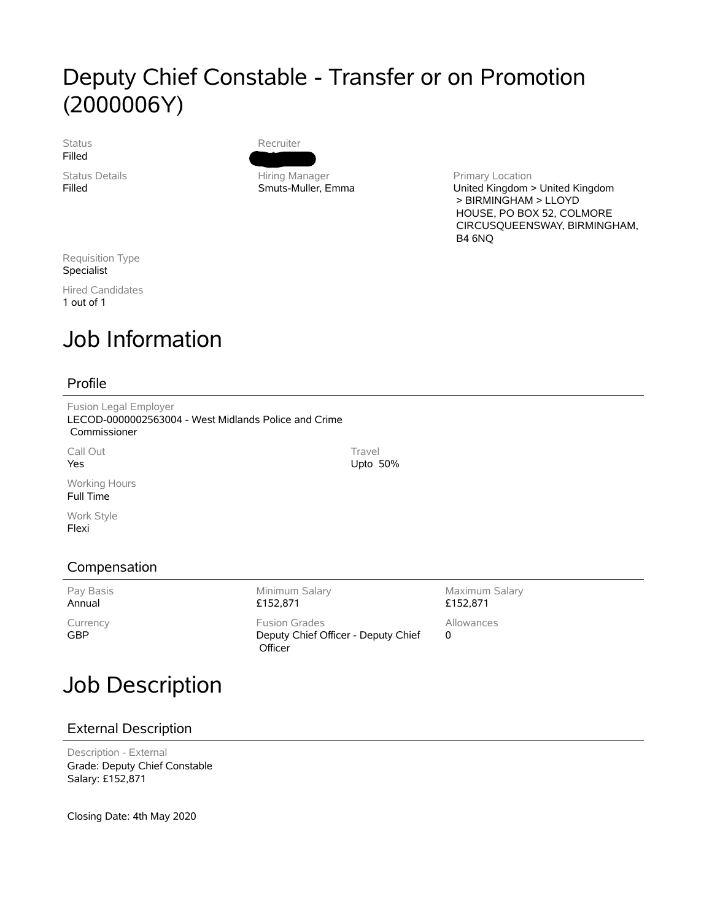# Deputy Chief Constable - Transfer or on Promotion (2000006Y)

Status
Filled

Status Details
Filled

Recruiter

Hiring Manager
Smuts-Muller, Emma

Primary Location
United Kingdom > United Kingdom > BIRMINGHAM > LLOYD HOUSE, PO BOX 52, COLMORE CIRCUSQUEENSWAY, BIRMINGHAM, B4 6NQ

Requisition Type
Specialist

Hired Candidates
1 out of 1

# Job Information

## Profile

Fusion Legal Employer
LECOD-0000002563004 - West Midlands Police and Crime Commissioner

Call Out
Yes

Travel
Upto 50%

Working Hours
Full Time

Work Style
Flexi

## Compensation

Pay Basis
Annual

Minimum Salary
£152,871

Maximum Salary
£152,871

Currency
GBP

Fusion Grades
Deputy Chief Officer - Deputy Chief Officer

Allowances
0

# Job Description

## External Description

Description - External
Grade: Deputy Chief Constable
Salary: £152,871

Closing Date: 4th May 2020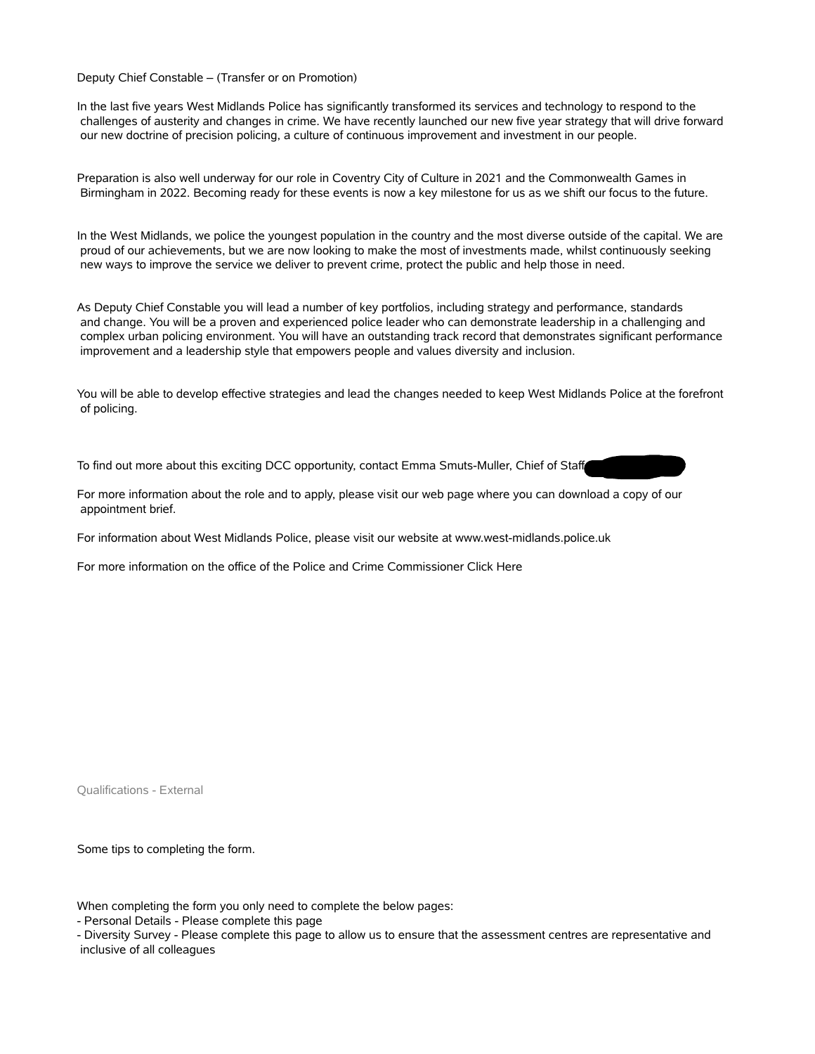Deputy Chief Constable – (Transfer or on Promotion)

In the last five years West Midlands Police has significantly transformed its services and technology to respond to the challenges of austerity and changes in crime. We have recently launched our new five year strategy that will drive forward our new doctrine of precision policing, a culture of continuous improvement and investment in our people.

Preparation is also well underway for our role in Coventry City of Culture in 2021 and the Commonwealth Games in Birmingham in 2022. Becoming ready for these events is now a key milestone for us as we shift our focus to the future.

In the West Midlands, we police the youngest population in the country and the most diverse outside of the capital. We are proud of our achievements, but we are now looking to make the most of investments made, whilst continuously seeking new ways to improve the service we deliver to prevent crime, protect the public and help those in need.

As Deputy Chief Constable you will lead a number of key portfolios, including strategy and performance, standards and change. You will be a proven and experienced police leader who can demonstrate leadership in a challenging and complex urban policing environment. You will have an outstanding track record that demonstrates significant performance improvement and a leadership style that empowers people and values diversity and inclusion.

You will be able to develop effective strategies and lead the changes needed to keep West Midlands Police at the forefront of policing.

To find out more about this exciting DCC opportunity, contact Emma Smuts-Muller, Chief of Staff

For more information about the role and to apply, please visit our web page where you can download a copy of our appointment brief.

For information about West Midlands Police, please visit our website at www.west-midlands.police.uk

For more information on the office of the Police and Crime Commissioner Click Here

Qualifications - External

Some tips to completing the form.

When completing the form you only need to complete the below pages:
- Personal Details - Please complete this page
- Diversity Survey - Please complete this page to allow us to ensure that the assessment centres are representative and inclusive of all colleagues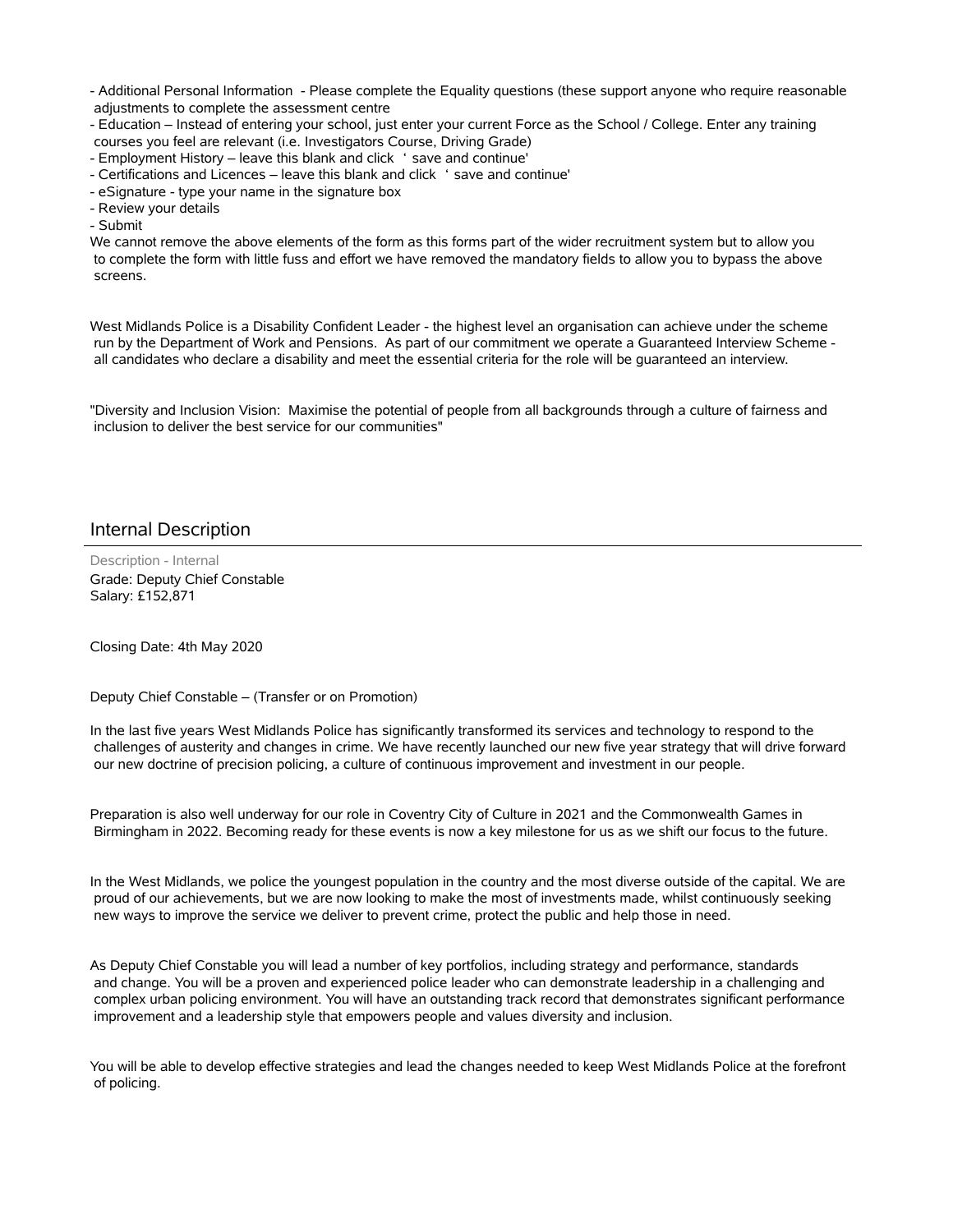- Additional Personal Information - Please complete the Equality questions (these support anyone who require reasonable adjustments to complete the assessment centre
- Education – Instead of entering your school, just enter your current Force as the School / College. Enter any training courses you feel are relevant (i.e. Investigators Course, Driving Grade)
- Employment History – leave this blank and click ' save and continue'
- Certifications and Licences – leave this blank and click ' save and continue'
- eSignature - type your name in the signature box
- Review your details
- Submit

We cannot remove the above elements of the form as this forms part of the wider recruitment system but to allow you to complete the form with little fuss and effort we have removed the mandatory fields to allow you to bypass the above screens.

West Midlands Police is a Disability Confident Leader - the highest level an organisation can achieve under the scheme run by the Department of Work and Pensions. As part of our commitment we operate a Guaranteed Interview Scheme - all candidates who declare a disability and meet the essential criteria for the role will be guaranteed an interview.

"Diversity and Inclusion Vision: Maximise the potential of people from all backgrounds through a culture of fairness and inclusion to deliver the best service for our communities"

## Internal Description

Description - Internal

Grade: Deputy Chief Constable
Salary: £152,871

Closing Date: 4th May 2020

Deputy Chief Constable – (Transfer or on Promotion)

In the last five years West Midlands Police has significantly transformed its services and technology to respond to the challenges of austerity and changes in crime. We have recently launched our new five year strategy that will drive forward our new doctrine of precision policing, a culture of continuous improvement and investment in our people.

Preparation is also well underway for our role in Coventry City of Culture in 2021 and the Commonwealth Games in Birmingham in 2022. Becoming ready for these events is now a key milestone for us as we shift our focus to the future.

In the West Midlands, we police the youngest population in the country and the most diverse outside of the capital. We are proud of our achievements, but we are now looking to make the most of investments made, whilst continuously seeking new ways to improve the service we deliver to prevent crime, protect the public and help those in need.

As Deputy Chief Constable you will lead a number of key portfolios, including strategy and performance, standards and change. You will be a proven and experienced police leader who can demonstrate leadership in a challenging and complex urban policing environment. You will have an outstanding track record that demonstrates significant performance improvement and a leadership style that empowers people and values diversity and inclusion.

You will be able to develop effective strategies and lead the changes needed to keep West Midlands Police at the forefront of policing.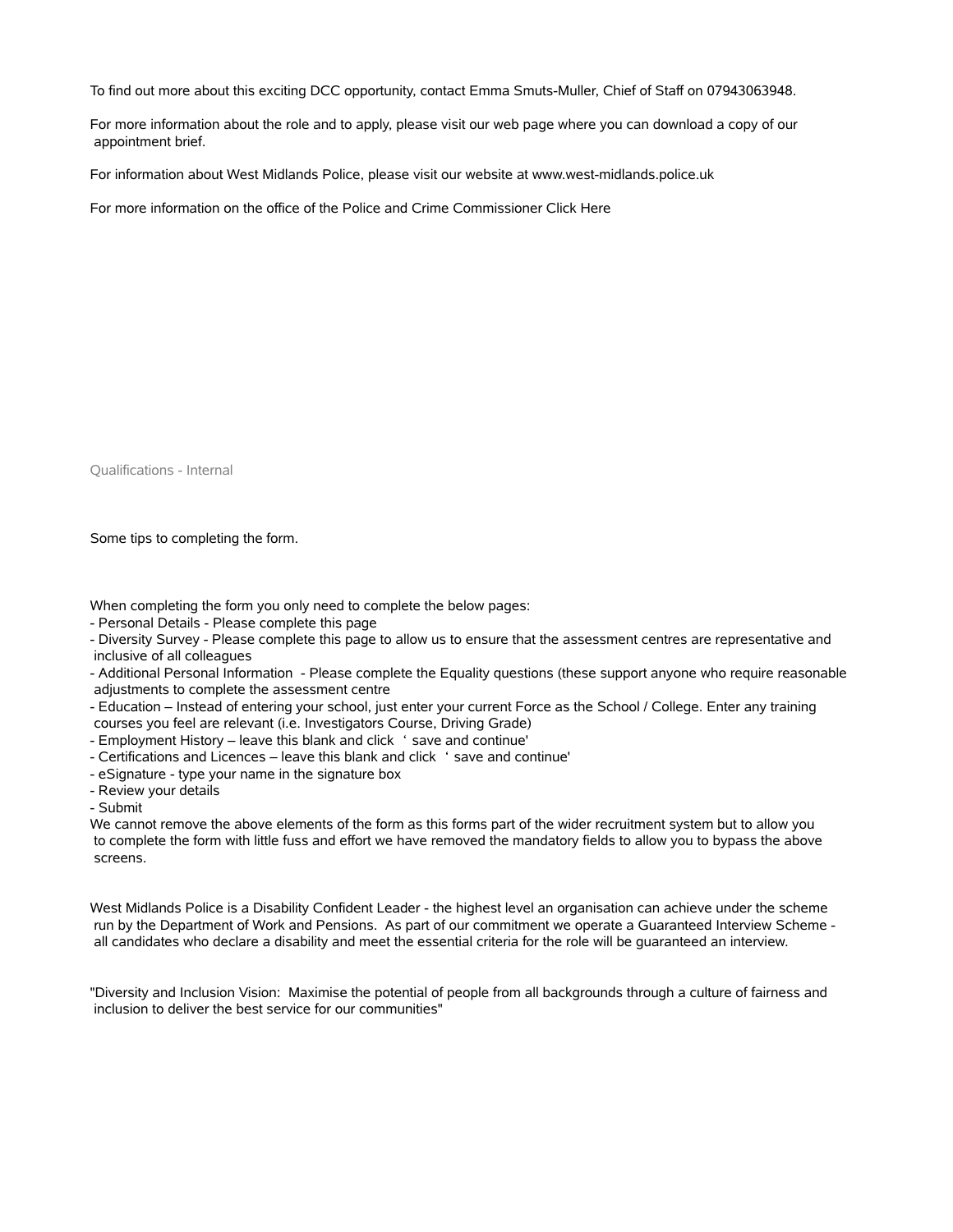To find out more about this exciting DCC opportunity, contact Emma Smuts-Muller, Chief of Staff on 07943063948.

For more information about the role and to apply, please visit our web page where you can download a copy of our appointment brief.

For information about West Midlands Police, please visit our website at www.west-midlands.police.uk

For more information on the office of the Police and Crime Commissioner Click Here

Qualifications - Internal

Some tips to completing the form.

When completing the form you only need to complete the below pages:
- Personal Details - Please complete this page
- Diversity Survey - Please complete this page to allow us to ensure that the assessment centres are representative and inclusive of all colleagues
- Additional Personal Information - Please complete the Equality questions (these support anyone who require reasonable adjustments to complete the assessment centre
- Education – Instead of entering your school, just enter your current Force as the School / College. Enter any training courses you feel are relevant (i.e. Investigators Course, Driving Grade)
- Employment History – leave this blank and click ' save and continue'
- Certifications and Licences – leave this blank and click ' save and continue'
- eSignature - type your name in the signature box
- Review your details
- Submit

We cannot remove the above elements of the form as this forms part of the wider recruitment system but to allow you to complete the form with little fuss and effort we have removed the mandatory fields to allow you to bypass the above screens.

West Midlands Police is a Disability Confident Leader - the highest level an organisation can achieve under the scheme run by the Department of Work and Pensions. As part of our commitment we operate a Guaranteed Interview Scheme - all candidates who declare a disability and meet the essential criteria for the role will be guaranteed an interview.

"Diversity and Inclusion Vision: Maximise the potential of people from all backgrounds through a culture of fairness and inclusion to deliver the best service for our communities"